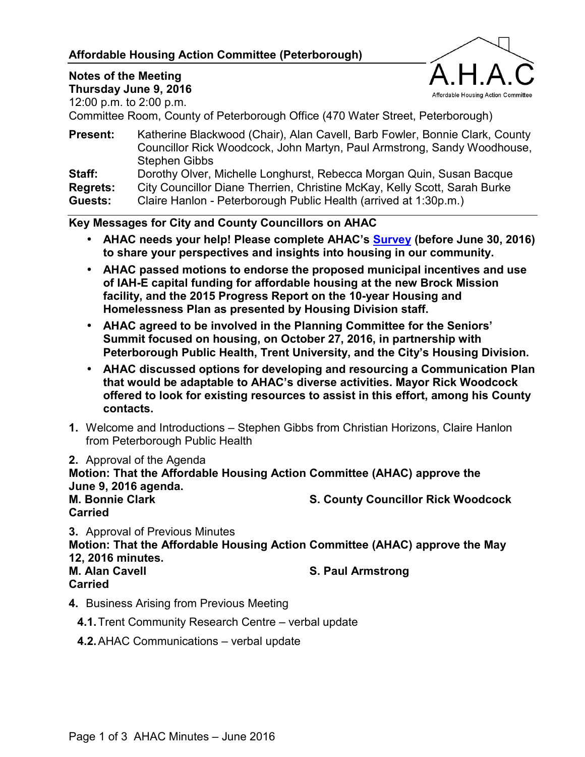## Affordable Housing Action Committee (Peterborough)

**Notes of the Meeting**
**Thursday June 9, 2016**
12:00 p.m. to 2:00 p.m.
Committee Room, County of Peterborough Office (470 Water Street, Peterborough)

**Present:** Katherine Blackwood (Chair), Alan Cavell, Barb Fowler, Bonnie Clark, County Councillor Rick Woodcock, John Martyn, Paul Armstrong, Sandy Woodhouse, Stephen Gibbs
**Staff:** Dorothy Olver, Michelle Longhurst, Rebecca Morgan Quin, Susan Bacque
**Regrets:** City Councillor Diane Therrien, Christine McKay, Kelly Scott, Sarah Burke
**Guests:** Claire Hanlon - Peterborough Public Health (arrived at 1:30p.m.)

**Key Messages for City and County Councillors on AHAC**

- **AHAC needs your help! Please complete AHAC's Survey (before June 30, 2016) to share your perspectives and insights into housing in our community.**
- **AHAC passed motions to endorse the proposed municipal incentives and use of IAH-E capital funding for affordable housing at the new Brock Mission facility, and the 2015 Progress Report on the 10-year Housing and Homelessness Plan as presented by Housing Division staff.**
- **AHAC agreed to be involved in the Planning Committee for the Seniors' Summit focused on housing, on October 27, 2016, in partnership with Peterborough Public Health, Trent University, and the City's Housing Division.**
- **AHAC discussed options for developing and resourcing a Communication Plan that would be adaptable to AHAC's diverse activities. Mayor Rick Woodcock offered to look for existing resources to assist in this effort, among his County contacts.**

**1.** Welcome and Introductions – Stephen Gibbs from Christian Horizons, Claire Hanlon from Peterborough Public Health

**2.** Approval of the Agenda
**Motion: That the Affordable Housing Action Committee (AHAC) approve the June 9, 2016 agenda.**
**M. Bonnie Clark** **S. County Councillor Rick Woodcock**
**Carried**

**3.** Approval of Previous Minutes
**Motion: That the Affordable Housing Action Committee (AHAC) approve the May 12, 2016 minutes.**
**M. Alan Cavell** **S. Paul Armstrong**
**Carried**

**4.** Business Arising from Previous Meeting

**4.1.** Trent Community Research Centre – verbal update

**4.2.** AHAC Communications – verbal update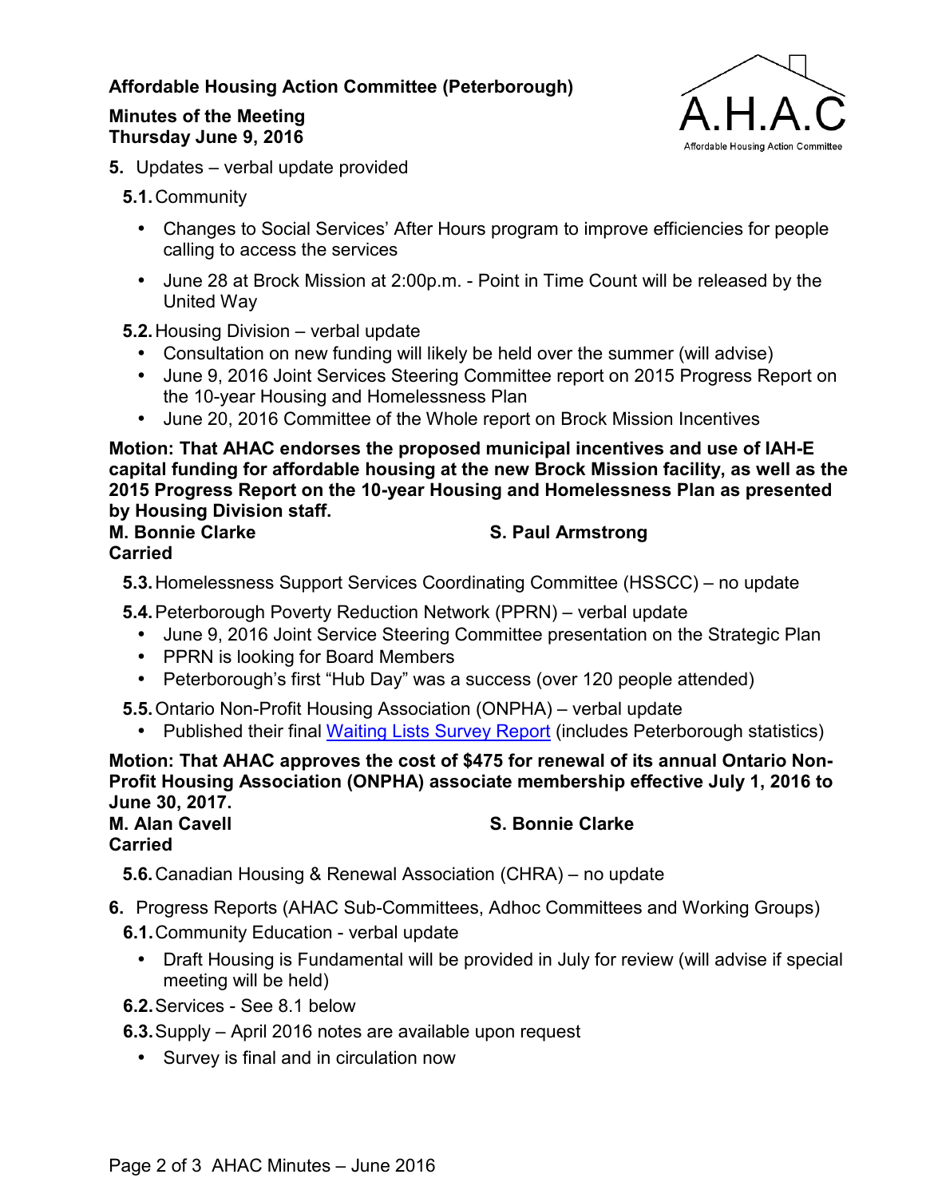**Affordable Housing Action Committee (Peterborough)**

**Minutes of the Meeting**
**Thursday June 9, 2016**

A.H.A.C
Affordable Housing Action Committee

**5.** Updates – verbal update provided

**5.1.** Community

- Changes to Social Services' After Hours program to improve efficiencies for people calling to access the services
- June 28 at Brock Mission at 2:00p.m. - Point in Time Count will be released by the United Way

**5.2.** Housing Division – verbal update

- Consultation on new funding will likely be held over the summer (will advise)
- June 9, 2016 Joint Services Steering Committee report on 2015 Progress Report on the 10-year Housing and Homelessness Plan
- June 20, 2016 Committee of the Whole report on Brock Mission Incentives

**Motion: That AHAC endorses the proposed municipal incentives and use of IAH-E capital funding for affordable housing at the new Brock Mission facility, as well as the 2015 Progress Report on the 10-year Housing and Homelessness Plan as presented by Housing Division staff.**
**M. Bonnie Clarke** **S. Paul Armstrong**
**Carried**

**5.3.** Homelessness Support Services Coordinating Committee (HSSCC) – no update

**5.4.** Peterborough Poverty Reduction Network (PPRN) – verbal update

- June 9, 2016 Joint Service Steering Committee presentation on the Strategic Plan
- PPRN is looking for Board Members
- Peterborough's first "Hub Day" was a success (over 120 people attended)

**5.5.** Ontario Non-Profit Housing Association (ONPHA) – verbal update

- Published their final Waiting Lists Survey Report (includes Peterborough statistics)

**Motion: That AHAC approves the cost of $475 for renewal of its annual Ontario Non-Profit Housing Association (ONPHA) associate membership effective July 1, 2016 to June 30, 2017.**
**M. Alan Cavell** **S. Bonnie Clarke**
**Carried**

**5.6.** Canadian Housing & Renewal Association (CHRA) – no update

**6.** Progress Reports (AHAC Sub-Committees, Adhoc Committees and Working Groups)

**6.1.** Community Education - verbal update

- Draft Housing is Fundamental will be provided in July for review (will advise if special meeting will be held)

**6.2.** Services - See 8.1 below

**6.3.** Supply – April 2016 notes are available upon request

- Survey is final and in circulation now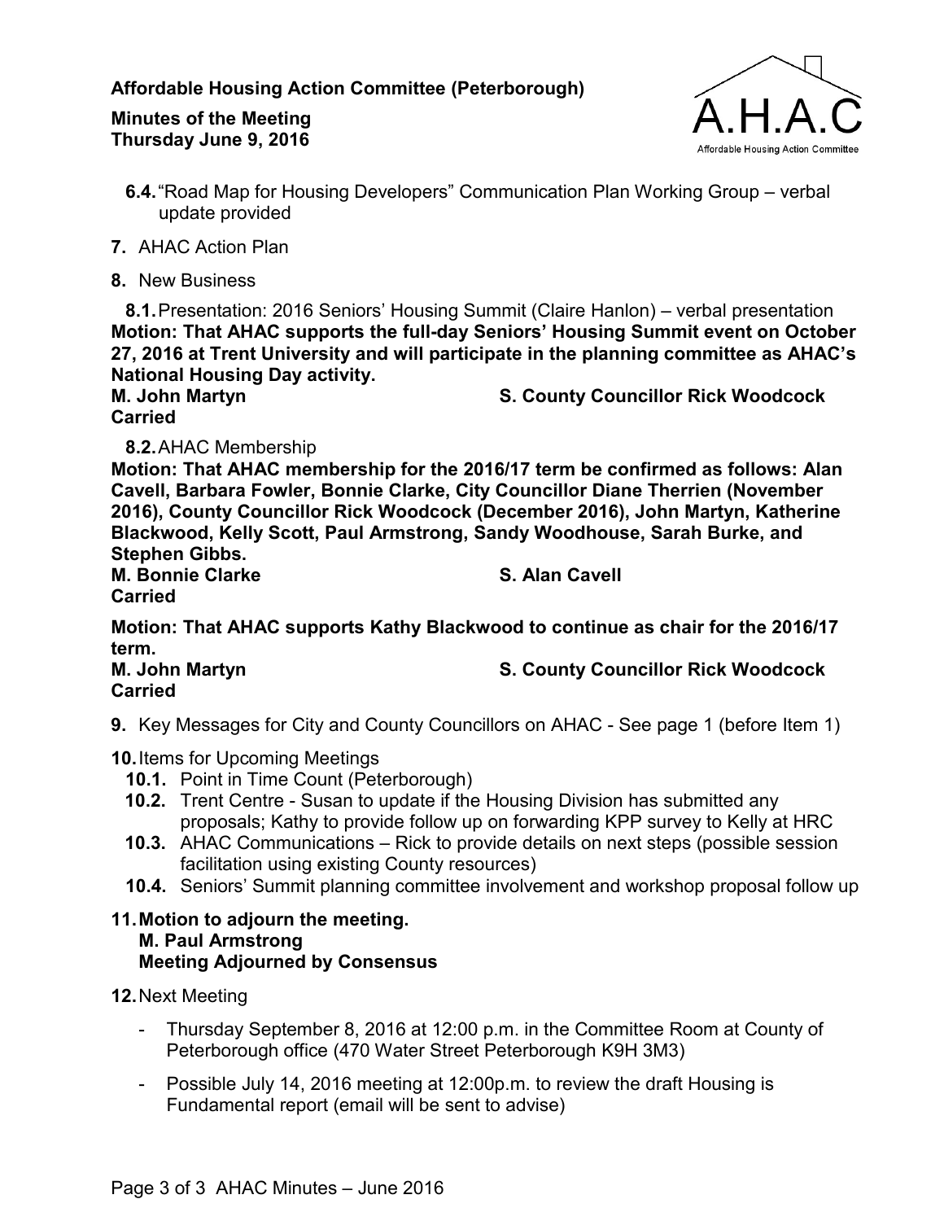**Affordable Housing Action Committee (Peterborough)**

**Minutes of the Meeting**
**Thursday June 9, 2016**

A.H.A.C
Affordable Housing Action Committee

**6.4.** "Road Map for Housing Developers" Communication Plan Working Group – verbal update provided

**7.** AHAC Action Plan

**8.** New Business

**8.1.** Presentation: 2016 Seniors' Housing Summit (Claire Hanlon) – verbal presentation

**Motion: That AHAC supports the full-day Seniors' Housing Summit event on October 27, 2016 at Trent University and will participate in the planning committee as AHAC's National Housing Day activity.**

**M. John Martyn** **S. County Councillor Rick Woodcock**

**Carried**

**8.2.** AHAC Membership

**Motion: That AHAC membership for the 2016/17 term be confirmed as follows: Alan Cavell, Barbara Fowler, Bonnie Clarke, City Councillor Diane Therrien (November 2016), County Councillor Rick Woodcock (December 2016), John Martyn, Katherine Blackwood, Kelly Scott, Paul Armstrong, Sandy Woodhouse, Sarah Burke, and Stephen Gibbs.**

**M. Bonnie Clarke** **S. Alan Cavell**

**Carried**

**Motion: That AHAC supports Kathy Blackwood to continue as chair for the 2016/17 term.**

**M. John Martyn** **S. County Councillor Rick Woodcock**

**Carried**

**9.** Key Messages for City and County Councillors on AHAC - See page 1 (before Item 1)

**10.** Items for Upcoming Meetings

- **10.1.** Point in Time Count (Peterborough)
- **10.2.** Trent Centre - Susan to update if the Housing Division has submitted any proposals; Kathy to provide follow up on forwarding KPP survey to Kelly at HRC
- **10.3.** AHAC Communications – Rick to provide details on next steps (possible session facilitation using existing County resources)
- **10.4.** Seniors' Summit planning committee involvement and workshop proposal follow up

**11. Motion to adjourn the meeting.**
**M. Paul Armstrong**
**Meeting Adjourned by Consensus**

**12.** Next Meeting

- Thursday September 8, 2016 at 12:00 p.m. in the Committee Room at County of Peterborough office (470 Water Street Peterborough K9H 3M3)
- Possible July 14, 2016 meeting at 12:00p.m. to review the draft Housing is Fundamental report (email will be sent to advise)